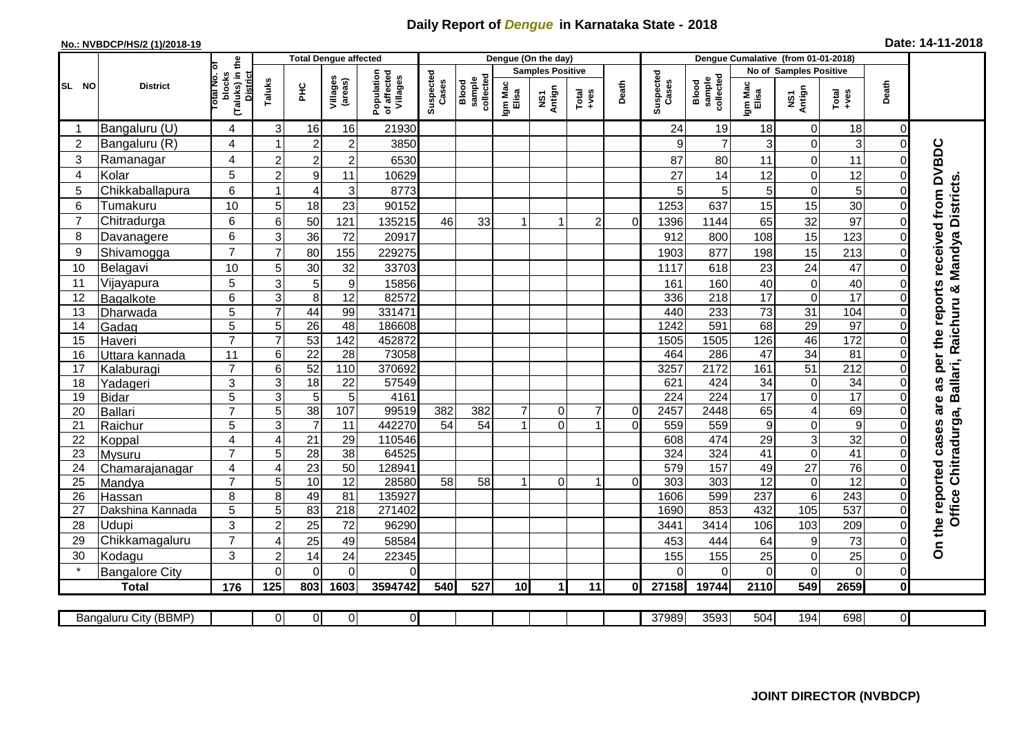# Daily Report of *Dengue* in Karnataka State - 2018

**No.: NVBDCP/HS/2 (1)/2018-19**

**Date: 14-11-2018**

| SL NO | District | Total No. of blocks (Taluks) in the District | Total Dengue affected | | | | Dengue (On the day) | | | | | | | Dengue Cumalative (from 01-01-2018) | | | | | | | |
|---|---|---|---|---|---|---|---|---|---|---|---|---|---|---|---|---|---|---|---|---|
| | | | Taluks | PHC | Villages (areas) | Population of affected Villages | Suspected Cases | Blood sample collected | Samples Positive | | | Death | Suspected Cases | Blood sample collected | No of Samples Positive | | | Death | |
| | | | | | | | | | Igm Mac Elisa | NS1 Antign | Total +ves | | | | Igm Mac Elisa | NS1 Antign | Total +ves | | |
| 1 | Bangaluru (U) | 4 | 3 | 16 | 16 | 21930 | | | | | | | 24 | 19 | 18 | 0 | 18 | 0 | On the reported cases are as per the reports received from DVBDC Office Chitradurga, Ballari, Raichuru & Mandya Districts. |
| 2 | Bangaluru (R) | 4 | 1 | 2 | 2 | 3850 | | | | | | | 9 | 7 | 3 | 0 | 3 | 0 | |
| 3 | Ramanagar | 4 | 2 | 2 | 2 | 6530 | | | | | | | 87 | 80 | 11 | 0 | 11 | 0 | |
| 4 | Kolar | 5 | 2 | 9 | 11 | 10629 | | | | | | | 27 | 14 | 12 | 0 | 12 | 0 | |
| 5 | Chikkaballapura | 6 | 1 | 4 | 3 | 8773 | | | | | | | 5 | 5 | 5 | 0 | 5 | 0 | |
| 6 | Tumakuru | 10 | 5 | 18 | 23 | 90152 | | | | | | | 1253 | 637 | 15 | 15 | 30 | 0 | |
| 7 | Chitradurga | 6 | 6 | 50 | 121 | 135215 | 46 | 33 | 1 | 1 | 2 | 0 | 1396 | 1144 | 65 | 32 | 97 | 0 | |
| 8 | Davanagere | 6 | 3 | 36 | 72 | 20917 | | | | | | | 912 | 800 | 108 | 15 | 123 | 0 | |
| 9 | Shivamogga | 7 | 7 | 80 | 155 | 229275 | | | | | | | 1903 | 877 | 198 | 15 | 213 | 0 | |
| 10 | Belagavi | 10 | 5 | 30 | 32 | 33703 | | | | | | | 1117 | 618 | 23 | 24 | 47 | 0 | |
| 11 | Vijayapura | 5 | 3 | 5 | 9 | 15856 | | | | | | | 161 | 160 | 40 | 0 | 40 | 0 | |
| 12 | Bagalkote | 6 | 3 | 8 | 12 | 82572 | | | | | | | 336 | 218 | 17 | 0 | 17 | 0 | |
| 13 | Dharwada | 5 | 7 | 44 | 99 | 331471 | | | | | | | 440 | 233 | 73 | 31 | 104 | 0 | |
| 14 | Gadag | 5 | 5 | 26 | 48 | 186608 | | | | | | | 1242 | 591 | 68 | 29 | 97 | 0 | |
| 15 | Haveri | 7 | 7 | 53 | 142 | 452872 | | | | | | | 1505 | 1505 | 126 | 46 | 172 | 0 | |
| 16 | Uttara kannada | 11 | 6 | 22 | 28 | 73058 | | | | | | | 464 | 286 | 47 | 34 | 81 | 0 | |
| 17 | Kalaburagi | 7 | 6 | 52 | 110 | 370692 | | | | | | | 3257 | 2172 | 161 | 51 | 212 | 0 | |
| 18 | Yadageri | 3 | 3 | 18 | 22 | 57549 | | | | | | | 621 | 424 | 34 | 0 | 34 | 0 | |
| 19 | Bidar | 5 | 3 | 5 | 5 | 4161 | | | | | | | 224 | 224 | 17 | 0 | 17 | 0 | |
| 20 | Ballari | 7 | 5 | 38 | 107 | 99519 | 382 | 382 | 7 | 0 | 7 | 0 | 2457 | 2448 | 65 | 4 | 69 | 0 | |
| 21 | Raichur | 5 | 3 | 7 | 11 | 442270 | 54 | 54 | 1 | 0 | 1 | 0 | 559 | 559 | 9 | 0 | 9 | 0 | |
| 22 | Koppal | 4 | 4 | 21 | 29 | 110546 | | | | | | | 608 | 474 | 29 | 3 | 32 | 0 | |
| 23 | Mysuru | 7 | 5 | 28 | 38 | 64525 | | | | | | | 324 | 324 | 41 | 0 | 41 | 0 | |
| 24 | Chamarajanagar | 4 | 4 | 23 | 50 | 128941 | | | | | | | 579 | 157 | 49 | 27 | 76 | 0 | |
| 25 | Mandya | 7 | 5 | 10 | 12 | 28580 | 58 | 58 | 1 | 0 | 1 | 0 | 303 | 303 | 12 | 0 | 12 | 0 | |
| 26 | Hassan | 8 | 8 | 49 | 81 | 135927 | | | | | | | 1606 | 599 | 237 | 6 | 243 | 0 | |
| 27 | Dakshina Kannada | 5 | 5 | 83 | 218 | 271402 | | | | | | | 1690 | 853 | 432 | 105 | 537 | 0 | |
| 28 | Udupi | 3 | 2 | 25 | 72 | 96290 | | | | | | | 3441 | 3414 | 106 | 103 | 209 | 0 | |
| 29 | Chikkamagaluru | 7 | 4 | 25 | 49 | 58584 | | | | | | | 453 | 444 | 64 | 9 | 73 | 0 | |
| 30 | Kodagu | 3 | 2 | 14 | 24 | 22345 | | | | | | | 155 | 155 | 25 | 0 | 25 | 0 | |
| * | Bangalore City | | 0 | 0 | 0 | 0 | | | | | | | 0 | 0 | 0 | 0 | 0 | 0 | |
| **Total** | | **176** | **125** | **803** | **1603** | **3594742** | **540** | **527** | **10** | **1** | **11** | **0** | **27158** | **19744** | **2110** | **549** | **2659** | **0** | |

| Bangaluru City (BBMP) | | 0 | 0 | 0 | 0 | | | | | | | 37989 | 3593 | 504 | 194 | 698 | 0 |
|---|---|---|---|---|---|---|---|---|---|---|---|---|---|---|---|---|---|

**JOINT DIRECTOR (NVBDCP)**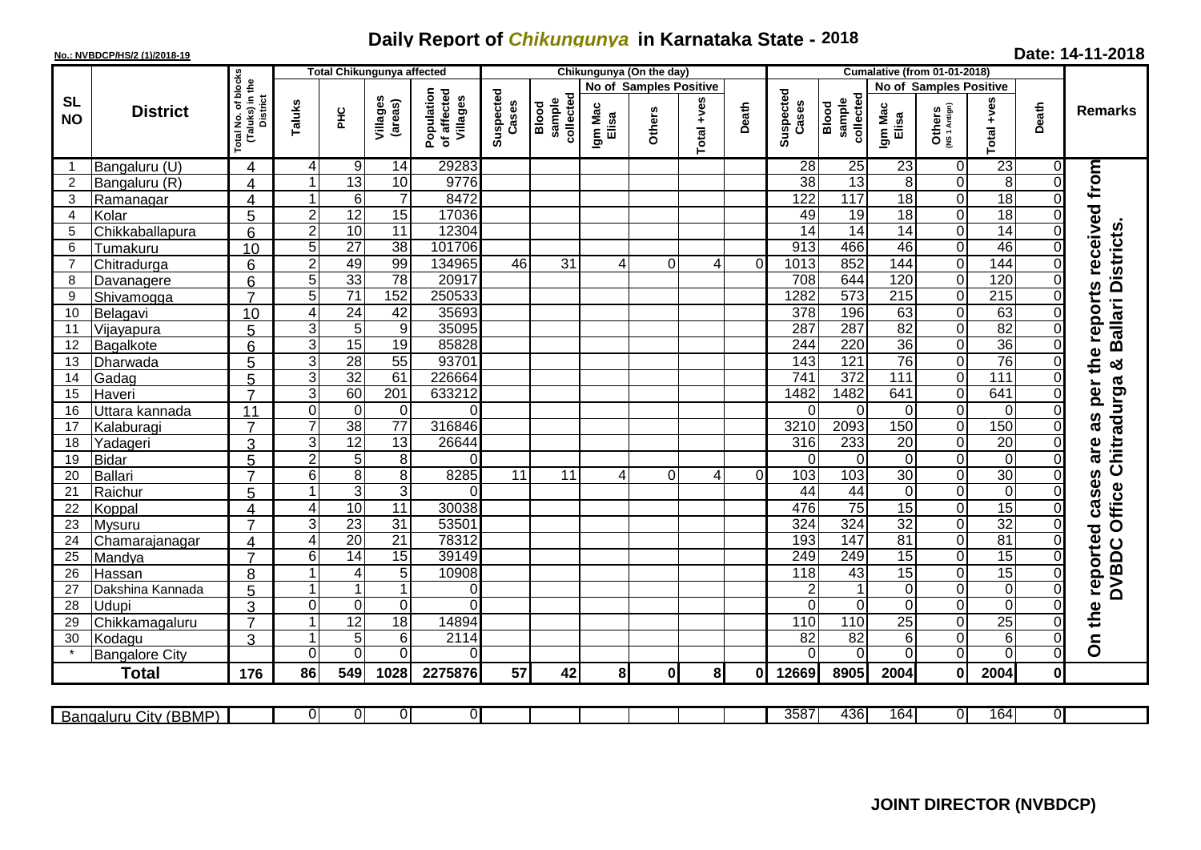# Daily Report of *Chikungunya* in Karnataka State - 2018

**No.: NVBDCP/HS/2 (1)/2018-19**

**Date: 14-11-2018**

| SL NO | District | Total No. of blocks (Taluks) in the District | Total Chikungunya affected | | | | Chikungunya (On the day) | | | | | | | Cumalative (from 01-01-2018) | | | | | | | Remarks |
|---|---|---|---|---|---|---|---|---|---|---|---|---|---|---|---|---|---|---|---|---|---|
| | | | Taluks | PHC | Villages (areas) | Population of affected Villages | Suspected Cases | Blood sample collected | No of Samples Positive | | | Death | Suspected Cases | Blood sample collected | No of Samples Positive | | | Death | |
| | | | | | | | | | Igm Mac Elisa | Others | Total +ves | | | | Igm Mac Elisa | Others (NS 1 Antign) | Total +ves | | |
| 1 | Bangaluru (U) | 4 | 4 | 9 | 14 | 29283 | | | | | | | 28 | 25 | 23 | 0 | 23 | 0 | On the reported cases are as per the reports received from DVBDC Office Chitradurga & Ballari Districts. |
| 2 | Bangaluru (R) | 4 | 1 | 13 | 10 | 9776 | | | | | | | 38 | 13 | 8 | 0 | 8 | 0 | |
| 3 | Ramanagar | 4 | 1 | 6 | 7 | 8472 | | | | | | | 122 | 117 | 18 | 0 | 18 | 0 | |
| 4 | Kolar | 5 | 2 | 12 | 15 | 17036 | | | | | | | 49 | 19 | 18 | 0 | 18 | 0 | |
| 5 | Chikkaballapura | 6 | 2 | 10 | 11 | 12304 | | | | | | | 14 | 14 | 14 | 0 | 14 | 0 | |
| 6 | Tumakuru | 10 | 5 | 27 | 38 | 101706 | | | | | | | 913 | 466 | 46 | 0 | 46 | 0 | |
| 7 | Chitradurga | 6 | 2 | 49 | 99 | 134965 | 46 | 31 | 4 | 0 | 4 | 0 | 1013 | 852 | 144 | 0 | 144 | 0 | |
| 8 | Davanagere | 6 | 5 | 33 | 78 | 20917 | | | | | | | 708 | 644 | 120 | 0 | 120 | 0 | |
| 9 | Shivamogga | 7 | 5 | 71 | 152 | 250533 | | | | | | | 1282 | 573 | 215 | 0 | 215 | 0 | |
| 10 | Belagavi | 10 | 4 | 24 | 42 | 35693 | | | | | | | 378 | 196 | 63 | 0 | 63 | 0 | |
| 11 | Vijayapura | 5 | 3 | 5 | 9 | 35095 | | | | | | | 287 | 287 | 82 | 0 | 82 | 0 | |
| 12 | Bagalkote | 6 | 3 | 15 | 19 | 85828 | | | | | | | 244 | 220 | 36 | 0 | 36 | 0 | |
| 13 | Dharwada | 5 | 3 | 28 | 55 | 93701 | | | | | | | 143 | 121 | 76 | 0 | 76 | 0 | |
| 14 | Gadag | 5 | 3 | 32 | 61 | 226664 | | | | | | | 741 | 372 | 111 | 0 | 111 | 0 | |
| 15 | Haveri | 7 | 3 | 60 | 201 | 633212 | | | | | | | 1482 | 1482 | 641 | 0 | 641 | 0 | |
| 16 | Uttara kannada | 11 | 0 | 0 | 0 | 0 | | | | | | | 0 | 0 | 0 | 0 | 0 | 0 | |
| 17 | Kalaburagi | 7 | 7 | 38 | 77 | 316846 | | | | | | | 3210 | 2093 | 150 | 0 | 150 | 0 | |
| 18 | Yadageri | 3 | 3 | 12 | 13 | 26644 | | | | | | | 316 | 233 | 20 | 0 | 20 | 0 | |
| 19 | Bidar | 5 | 2 | 5 | 8 | 0 | | | | | | | 0 | 0 | 0 | 0 | 0 | 0 | |
| 20 | Ballari | 7 | 6 | 8 | 8 | 8285 | 11 | 11 | 4 | 0 | 4 | 0 | 103 | 103 | 30 | 0 | 30 | 0 | |
| 21 | Raichur | 5 | 1 | 3 | 3 | 0 | | | | | | | 44 | 44 | 0 | 0 | 0 | 0 | |
| 22 | Koppal | 4 | 4 | 10 | 11 | 30038 | | | | | | | 476 | 75 | 15 | 0 | 15 | 0 | |
| 23 | Mysuru | 7 | 3 | 23 | 31 | 53501 | | | | | | | 324 | 324 | 32 | 0 | 32 | 0 | |
| 24 | Chamarajanagar | 4 | 4 | 20 | 21 | 78312 | | | | | | | 193 | 147 | 81 | 0 | 81 | 0 | |
| 25 | Mandya | 7 | 6 | 14 | 15 | 39149 | | | | | | | 249 | 249 | 15 | 0 | 15 | 0 | |
| 26 | Hassan | 8 | 1 | 4 | 5 | 10908 | | | | | | | 118 | 43 | 15 | 0 | 15 | 0 | |
| 27 | Dakshina Kannada | 5 | 1 | 1 | 1 | 0 | | | | | | | 2 | 1 | 0 | 0 | 0 | 0 | |
| 28 | Udupi | 3 | 0 | 0 | 0 | 0 | | | | | | | 0 | 0 | 0 | 0 | 0 | 0 | |
| 29 | Chikkamagaluru | 7 | 1 | 12 | 18 | 14894 | | | | | | | 110 | 110 | 25 | 0 | 25 | 0 | |
| 30 | Kodagu | 3 | 1 | 5 | 6 | 2114 | | | | | | | 82 | 82 | 6 | 0 | 6 | 0 | |
| * | Bangalore City | | 0 | 0 | 0 | 0 | | | | | | | 0 | 0 | 0 | 0 | 0 | 0 | |
| **Total** | | **176** | **86** | **549** | **1028** | **2275876** | **57** | **42** | **8** | **0** | **8** | **0** | **12669** | **8905** | **2004** | **0** | **2004** | **0** | |

| | | | | | | | | | | | | | | | | | | | |
|---|---|---|---|---|---|---|---|---|---|---|---|---|---|---|---|---|---|---|---|
| Bangaluru City (BBMP) | | 0 | 0 | 0 | 0 | | | | | | | 3587 | 436 | 164 | 0 | 164 | 0 | | |

**JOINT DIRECTOR (NVBDCP)**